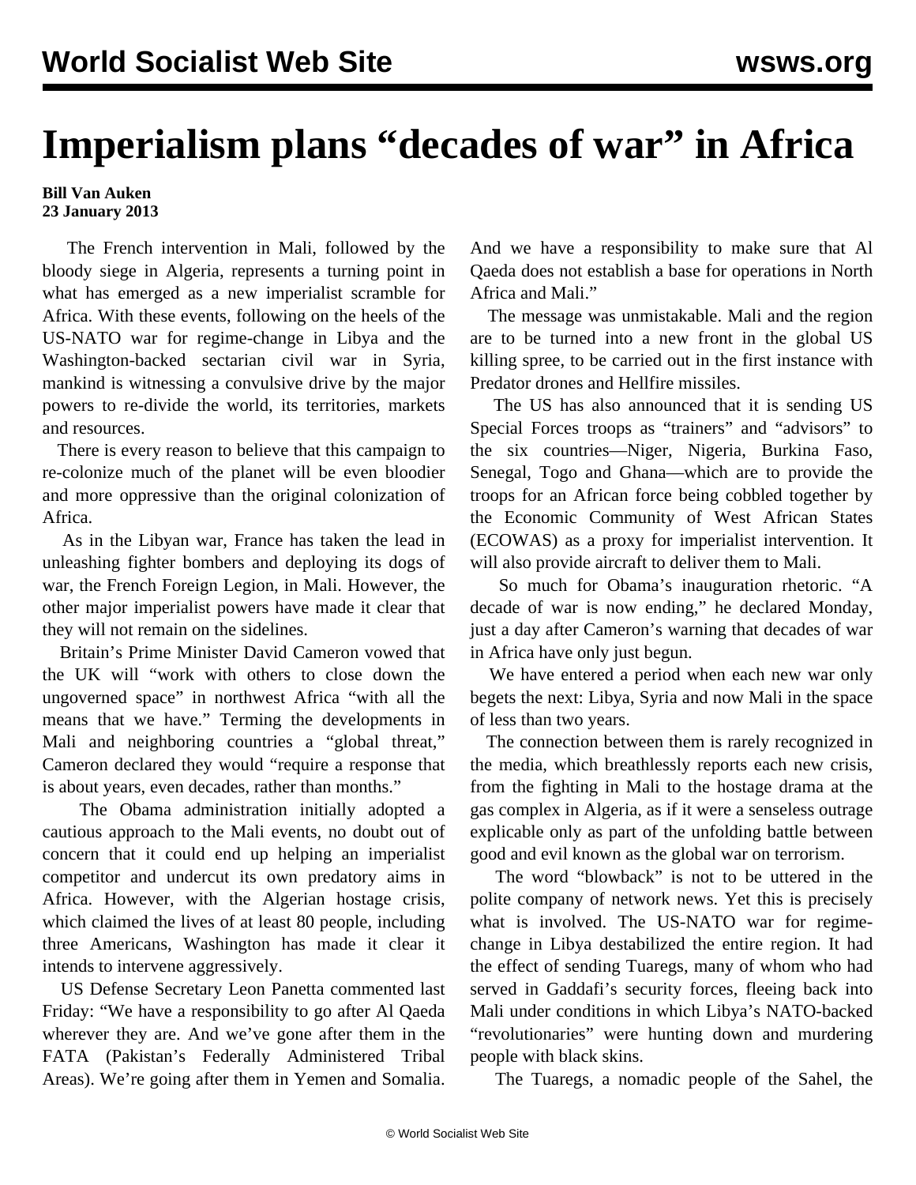# Imperialism plans "decades of war" in Africa

**Bill Van Auken**
**23 January 2013**

The French intervention in Mali, followed by the bloody siege in Algeria, represents a turning point in what has emerged as a new imperialist scramble for Africa. With these events, following on the heels of the US-NATO war for regime-change in Libya and the Washington-backed sectarian civil war in Syria, mankind is witnessing a convulsive drive by the major powers to re-divide the world, its territories, markets and resources.

There is every reason to believe that this campaign to re-colonize much of the planet will be even bloodier and more oppressive than the original colonization of Africa.

As in the Libyan war, France has taken the lead in unleashing fighter bombers and deploying its dogs of war, the French Foreign Legion, in Mali. However, the other major imperialist powers have made it clear that they will not remain on the sidelines.

Britain's Prime Minister David Cameron vowed that the UK will "work with others to close down the ungoverned space" in northwest Africa "with all the means that we have." Terming the developments in Mali and neighboring countries a "global threat," Cameron declared they would "require a response that is about years, even decades, rather than months."

The Obama administration initially adopted a cautious approach to the Mali events, no doubt out of concern that it could end up helping an imperialist competitor and undercut its own predatory aims in Africa. However, with the Algerian hostage crisis, which claimed the lives of at least 80 people, including three Americans, Washington has made it clear it intends to intervene aggressively.

US Defense Secretary Leon Panetta commented last Friday: "We have a responsibility to go after Al Qaeda wherever they are. And we've gone after them in the FATA (Pakistan's Federally Administered Tribal Areas). We're going after them in Yemen and Somalia. And we have a responsibility to make sure that Al Qaeda does not establish a base for operations in North Africa and Mali."

The message was unmistakable. Mali and the region are to be turned into a new front in the global US killing spree, to be carried out in the first instance with Predator drones and Hellfire missiles.

The US has also announced that it is sending US Special Forces troops as "trainers" and "advisors" to the six countries—Niger, Nigeria, Burkina Faso, Senegal, Togo and Ghana—which are to provide the troops for an African force being cobbled together by the Economic Community of West African States (ECOWAS) as a proxy for imperialist intervention. It will also provide aircraft to deliver them to Mali.

So much for Obama's inauguration rhetoric. "A decade of war is now ending," he declared Monday, just a day after Cameron's warning that decades of war in Africa have only just begun.

We have entered a period when each new war only begets the next: Libya, Syria and now Mali in the space of less than two years.

The connection between them is rarely recognized in the media, which breathlessly reports each new crisis, from the fighting in Mali to the hostage drama at the gas complex in Algeria, as if it were a senseless outrage explicable only as part of the unfolding battle between good and evil known as the global war on terrorism.

The word "blowback" is not to be uttered in the polite company of network news. Yet this is precisely what is involved. The US-NATO war for regime-change in Libya destabilized the entire region. It had the effect of sending Tuaregs, many of whom who had served in Gaddafi's security forces, fleeing back into Mali under conditions in which Libya's NATO-backed "revolutionaries" were hunting down and murdering people with black skins.

The Tuaregs, a nomadic people of the Sahel, the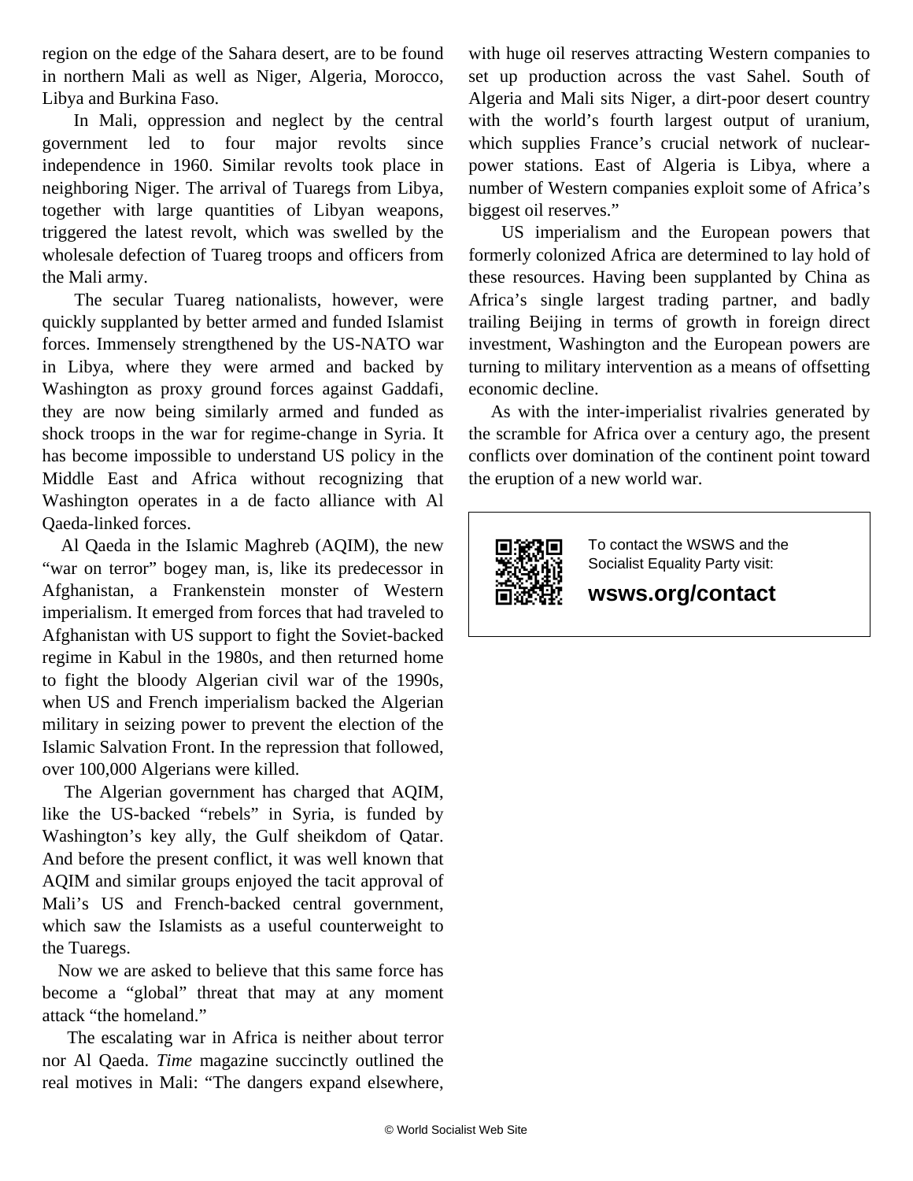region on the edge of the Sahara desert, are to be found in northern Mali as well as Niger, Algeria, Morocco, Libya and Burkina Faso.

In Mali, oppression and neglect by the central government led to four major revolts since independence in 1960. Similar revolts took place in neighboring Niger. The arrival of Tuaregs from Libya, together with large quantities of Libyan weapons, triggered the latest revolt, which was swelled by the wholesale defection of Tuareg troops and officers from the Mali army.

The secular Tuareg nationalists, however, were quickly supplanted by better armed and funded Islamist forces. Immensely strengthened by the US-NATO war in Libya, where they were armed and backed by Washington as proxy ground forces against Gaddafi, they are now being similarly armed and funded as shock troops in the war for regime-change in Syria. It has become impossible to understand US policy in the Middle East and Africa without recognizing that Washington operates in a de facto alliance with Al Qaeda-linked forces.

Al Qaeda in the Islamic Maghreb (AQIM), the new "war on terror" bogey man, is, like its predecessor in Afghanistan, a Frankenstein monster of Western imperialism. It emerged from forces that had traveled to Afghanistan with US support to fight the Soviet-backed regime in Kabul in the 1980s, and then returned home to fight the bloody Algerian civil war of the 1990s, when US and French imperialism backed the Algerian military in seizing power to prevent the election of the Islamic Salvation Front. In the repression that followed, over 100,000 Algerians were killed.

The Algerian government has charged that AQIM, like the US-backed "rebels" in Syria, is funded by Washington's key ally, the Gulf sheikdom of Qatar. And before the present conflict, it was well known that AQIM and similar groups enjoyed the tacit approval of Mali's US and French-backed central government, which saw the Islamists as a useful counterweight to the Tuaregs.

Now we are asked to believe that this same force has become a "global" threat that may at any moment attack "the homeland."

The escalating war in Africa is neither about terror nor Al Qaeda. *Time* magazine succinctly outlined the real motives in Mali: "The dangers expand elsewhere, with huge oil reserves attracting Western companies to set up production across the vast Sahel. South of Algeria and Mali sits Niger, a dirt-poor desert country with the world's fourth largest output of uranium, which supplies France's crucial network of nuclear-power stations. East of Algeria is Libya, where a number of Western companies exploit some of Africa's biggest oil reserves."

US imperialism and the European powers that formerly colonized Africa are determined to lay hold of these resources. Having been supplanted by China as Africa's single largest trading partner, and badly trailing Beijing in terms of growth in foreign direct investment, Washington and the European powers are turning to military intervention as a means of offsetting economic decline.

As with the inter-imperialist rivalries generated by the scramble for Africa over a century ago, the present conflicts over domination of the continent point toward the eruption of a new world war.

To contact the WSWS and the Socialist Equality Party visit:

**wsws.org/contact**